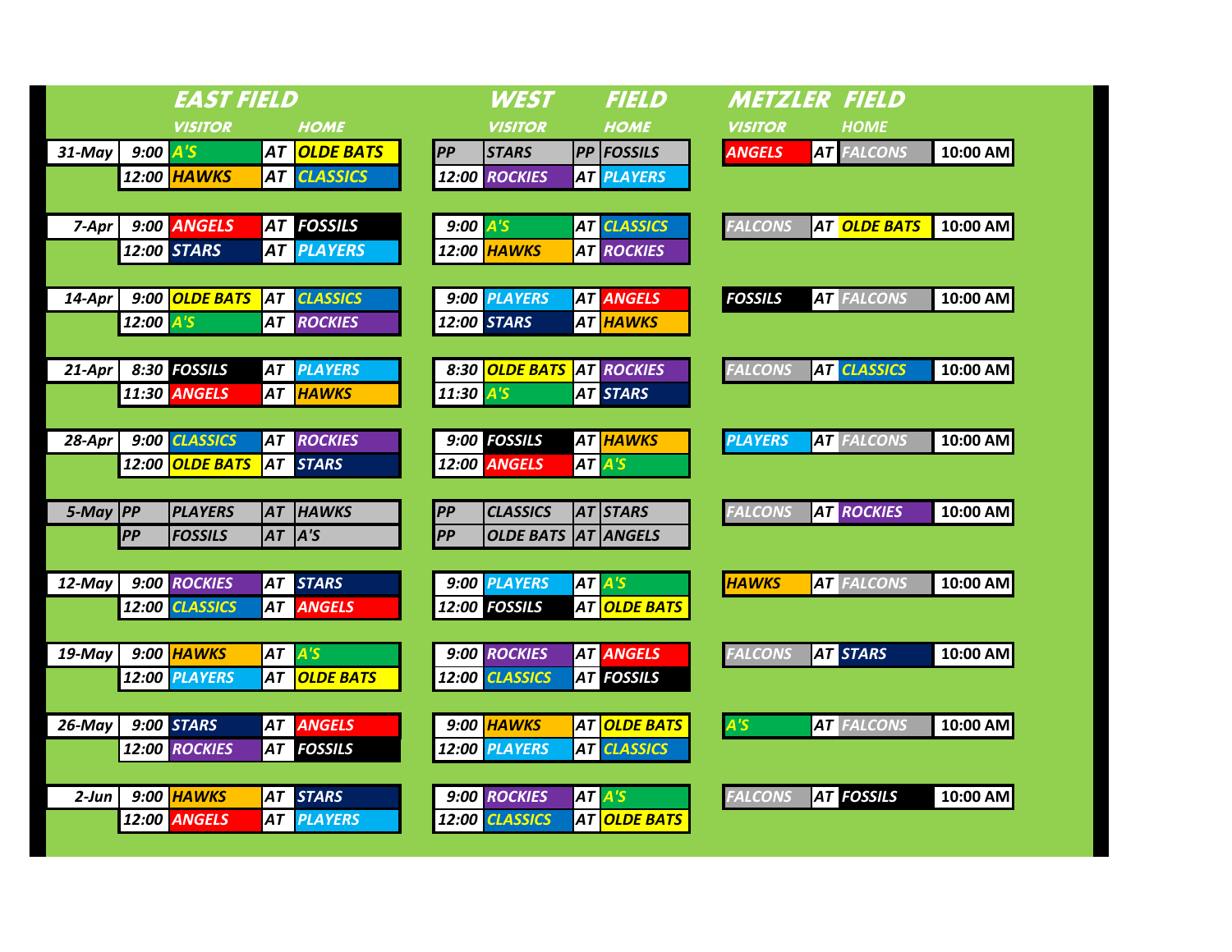| | | EAST FIELD | | | WEST FIELD | | | | METZLER FIELD | | | |
|---|---|---|---|---|---|---|---|---|---|---|---|---|
| | | VISITOR | | HOME | | VISITOR | | HOME | VISITOR | | HOME | |
| 31-May | 9:00 | A'S | AT | OLDE BATS | PP | STARS | PP | FOSSILS | ANGELS | AT | FALCONS | 10:00 AM |
| | 12:00 | HAWKS | AT | CLASSICS | 12:00 | ROCKIES | AT | PLAYERS | | | | |
| 7-Apr | 9:00 | ANGELS | AT | FOSSILS | 9:00 | A'S | AT | CLASSICS | FALCONS | AT | OLDE BATS | 10:00 AM |
| | 12:00 | STARS | AT | PLAYERS | 12:00 | HAWKS | AT | ROCKIES | | | | |
| 14-Apr | 9:00 | OLDE BATS | AT | CLASSICS | 9:00 | PLAYERS | AT | ANGELS | FOSSILS | AT | FALCONS | 10:00 AM |
| | 12:00 | A'S | AT | ROCKIES | 12:00 | STARS | AT | HAWKS | | | | |
| 21-Apr | 8:30 | FOSSILS | AT | PLAYERS | 8:30 | OLDE BATS | AT | ROCKIES | FALCONS | AT | CLASSICS | 10:00 AM |
| | 11:30 | ANGELS | AT | HAWKS | 11:30 | A'S | AT | STARS | | | | |
| 28-Apr | 9:00 | CLASSICS | AT | ROCKIES | 9:00 | FOSSILS | AT | HAWKS | PLAYERS | AT | FALCONS | 10:00 AM |
| | 12:00 | OLDE BATS | AT | STARS | 12:00 | ANGELS | AT | A'S | | | | |
| 5-May | PP | PLAYERS | AT | HAWKS | PP | CLASSICS | AT | STARS | FALCONS | AT | ROCKIES | 10:00 AM |
| | PP | FOSSILS | AT | A'S | PP | OLDE BATS | AT | ANGELS | | | | |
| 12-May | 9:00 | ROCKIES | AT | STARS | 9:00 | PLAYERS | AT | A'S | HAWKS | AT | FALCONS | 10:00 AM |
| | 12:00 | CLASSICS | AT | ANGELS | 12:00 | FOSSILS | AT | OLDE BATS | | | | |
| 19-May | 9:00 | HAWKS | AT | A'S | 9:00 | ROCKIES | AT | ANGELS | FALCONS | AT | STARS | 10:00 AM |
| | 12:00 | PLAYERS | AT | OLDE BATS | 12:00 | CLASSICS | AT | FOSSILS | | | | |
| 26-May | 9:00 | STARS | AT | ANGELS | 9:00 | HAWKS | AT | OLDE BATS | A'S | AT | FALCONS | 10:00 AM |
| | 12:00 | ROCKIES | AT | FOSSILS | 12:00 | PLAYERS | AT | CLASSICS | | | | |
| 2-Jun | 9:00 | HAWKS | AT | STARS | 9:00 | ROCKIES | AT | A'S | FALCONS | AT | FOSSILS | 10:00 AM |
| | 12:00 | ANGELS | AT | PLAYERS | 12:00 | CLASSICS | AT | OLDE BATS | | | | |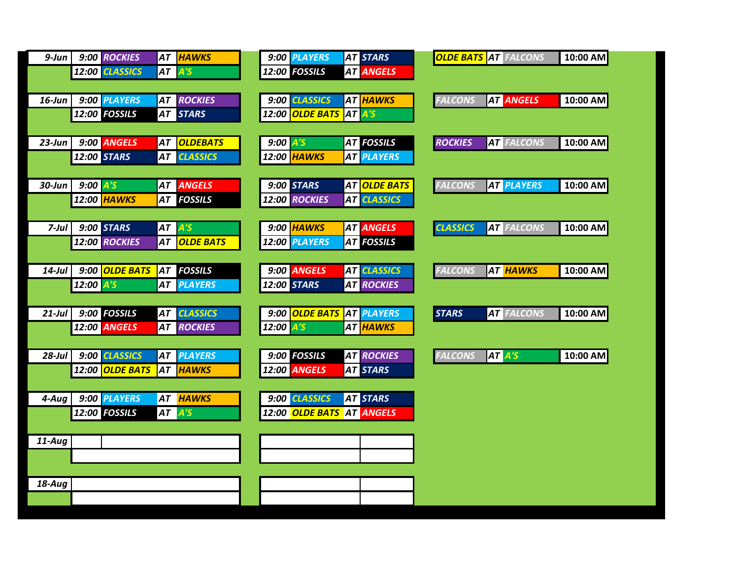| Date | Time | Visitor | | Home | Time | Visitor | | Home | Visitor | | Home | Time |
|---|---|---|---|---|---|---|---|---|---|---|---|---|
| 9-Jun | 9:00 | ROCKIES | AT | HAWKS | 9:00 | PLAYERS | AT | STARS | OLDE BATS | AT | FALCONS | 10:00 AM |
| | 12:00 | CLASSICS | AT | A'S | 12:00 | FOSSILS | AT | ANGELS | | | | |
| 16-Jun | 9:00 | PLAYERS | AT | ROCKIES | 9:00 | CLASSICS | AT | HAWKS | FALCONS | AT | ANGELS | 10:00 AM |
| | 12:00 | FOSSILS | AT | STARS | 12:00 | OLDE BATS | AT | A'S | | | | |
| 23-Jun | 9:00 | ANGELS | AT | OLDEBATS | 9:00 | A'S | AT | FOSSILS | ROCKIES | AT | FALCONS | 10:00 AM |
| | 12:00 | STARS | AT | CLASSICS | 12:00 | HAWKS | AT | PLAYERS | | | | |
| 30-Jun | 9:00 | A'S | AT | ANGELS | 9:00 | STARS | AT | OLDE BATS | FALCONS | AT | PLAYERS | 10:00 AM |
| | 12:00 | HAWKS | AT | FOSSILS | 12:00 | ROCKIES | AT | CLASSICS | | | | |
| 7-Jul | 9:00 | STARS | AT | A'S | 9:00 | HAWKS | AT | ANGELS | CLASSICS | AT | FALCONS | 10:00 AM |
| | 12:00 | ROCKIES | AT | OLDE BATS | 12:00 | PLAYERS | AT | FOSSILS | | | | |
| 14-Jul | 9:00 | OLDE BATS | AT | FOSSILS | 9:00 | ANGELS | AT | CLASSICS | FALCONS | AT | HAWKS | 10:00 AM |
| | 12:00 | A'S | AT | PLAYERS | 12:00 | STARS | AT | ROCKIES | | | | |
| 21-Jul | 9:00 | FOSSILS | AT | CLASSICS | 9:00 | OLDE BATS | AT | PLAYERS | STARS | AT | FALCONS | 10:00 AM |
| | 12:00 | ANGELS | AT | ROCKIES | 12:00 | A'S | AT | HAWKS | | | | |
| 28-Jul | 9:00 | CLASSICS | AT | PLAYERS | 9:00 | FOSSILS | AT | ROCKIES | FALCONS | AT | A'S | 10:00 AM |
| | 12:00 | OLDE BATS | AT | HAWKS | 12:00 | ANGELS | AT | STARS | | | | |
| 4-Aug | 9:00 | PLAYERS | AT | HAWKS | 9:00 | CLASSICS | AT | STARS | | | | |
| | 12:00 | FOSSILS | AT | A'S | 12:00 | OLDE BATS | AT | ANGELS | | | | |
| 11-Aug | | | | | | | | | | | | |
| | | | | | | | | | | | | |
| 18-Aug | | | | | | | | | | | | |
| | | | | | | | | | | | | |